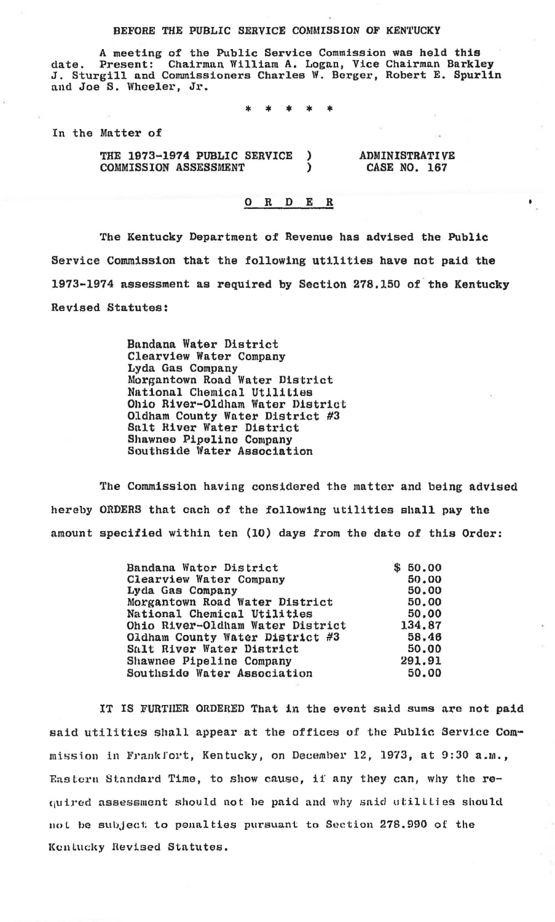BEFORE THE PUBLIC SERVICE COMMISSION OF KENTUCKY

A meeting of the Public Service Commission was held this date. Present: Chairman William A. Logan, Vice Chairman Barkley J. Sturgill and Commissioners Charles W. Berger, Robert E. Spurlin and Joe S. Wheeler, Jr.

\* \* \* \* \*

In the Matter of

THE 1973-1974 PUBLIC SERVICE COMMISSION ASSESSMENT ) ADMINISTRATIVE CASE NO. 167

**O R D E R**

The Kentucky Department of Revenue has advised the Public Service Commission that the following utilities have not paid the 1973-1974 assessment as required by Section 278.150 of the Kentucky Revised Statutes:

Bandana Water District
Clearview Water Company
Lyda Gas Company
Morgantown Road Water District
National Chemical Utilities
Ohio River-Oldham Water District
Oldham County Water District #3
Salt River Water District
Shawnee Pipeline Company
Southside Water Association

The Commission having considered the matter and being advised hereby ORDERS that each of the following utilities shall pay the amount specified within ten (10) days from the date of this Order:

| | |
|---|---|
| Bandana Water District | $ 50.00 |
| Clearview Water Company | 50.00 |
| Lyda Gas Company | 50.00 |
| Morgantown Road Water District | 50.00 |
| National Chemical Utilities | 50.00 |
| Ohio River-Oldham Water District | 134.87 |
| Oldham County Water District #3 | 58.46 |
| Salt River Water District | 50.00 |
| Shawnee Pipeline Company | 291.91 |
| Southside Water Association | 50.00 |

IT IS FURTHER ORDERED That in the event said sums are not paid said utilities shall appear at the offices of the Public Service Commission in Frankfort, Kentucky, on December 12, 1973, at 9:30 a.m., Eastern Standard Time, to show cause, if any they can, why the required assessment should not be paid and why said utilities should not be subject to penalties pursuant to Section 278.990 of the Kentucky Revised Statutes.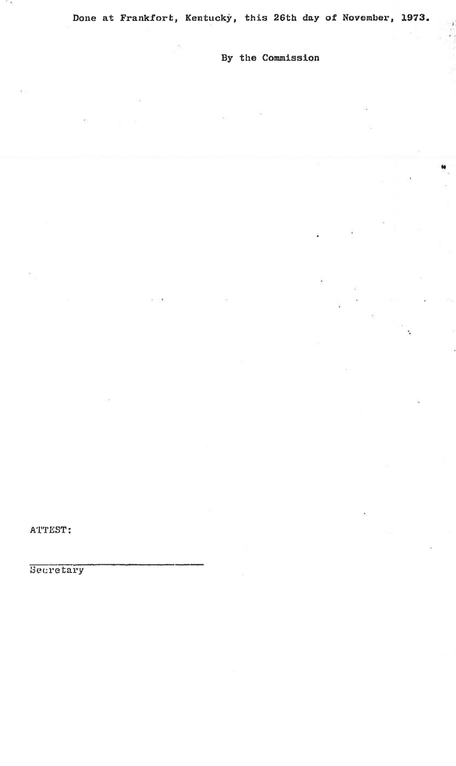Done at Frankfort, Kentucky, this 26th day of November, 1973.

By the Commission

ATTEST:

Secretary